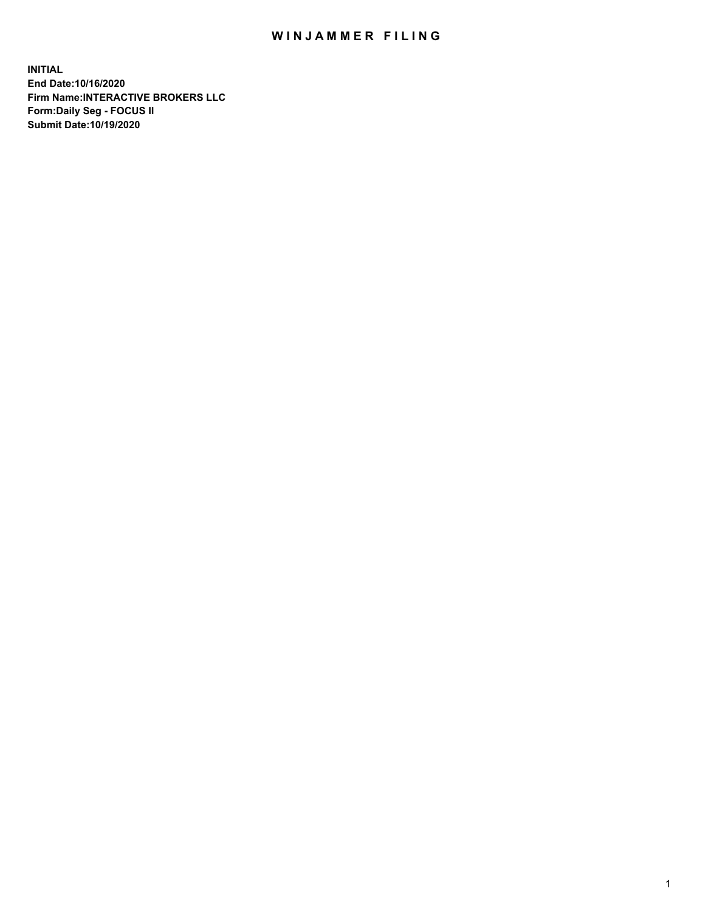# WINJAMMER FILING

**INITIAL**
**End Date:10/16/2020**
**Firm Name:INTERACTIVE BROKERS LLC**
**Form:Daily Seg - FOCUS II**
**Submit Date:10/19/2020**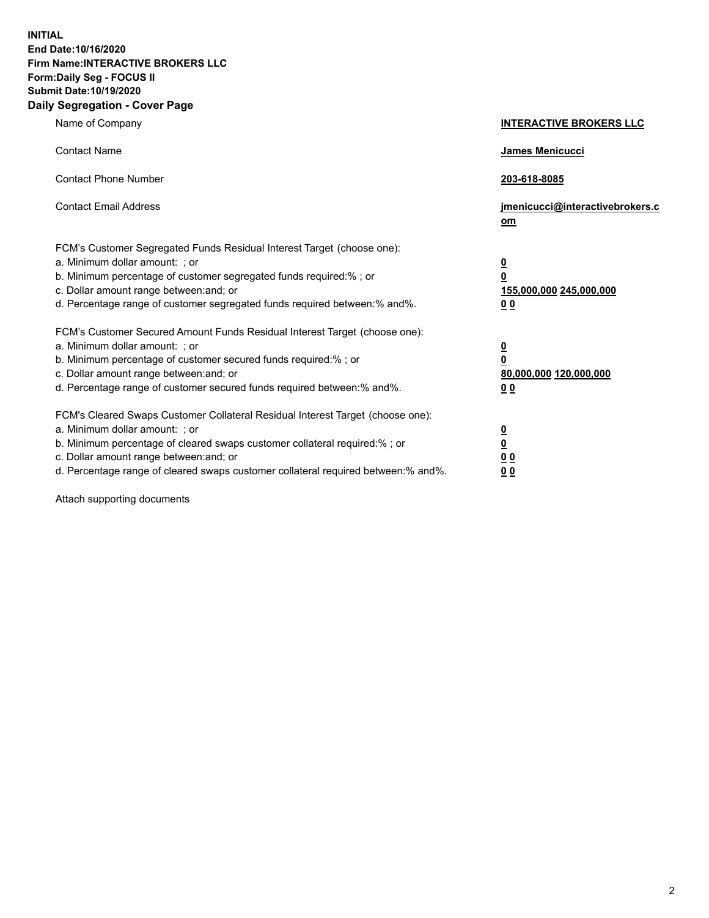**INITIAL**
**End Date:10/16/2020**
**Firm Name:INTERACTIVE BROKERS LLC**
**Form:Daily Seg - FOCUS II**
**Submit Date:10/19/2020**

## Daily Segregation - Cover Page

| | |
|---|---|
| Name of Company | **INTERACTIVE BROKERS LLC** |
| Contact Name | **James Menicucci** |
| Contact Phone Number | **203-618-8085** |
| Contact Email Address | **jmenicucci@interactivebrokers.com** |

FCM's Customer Segregated Funds Residual Interest Target (choose one):

| | |
|---|---|
| a. Minimum dollar amount: ; or | **0** |
| b. Minimum percentage of customer segregated funds required:% ; or | **0** |
| c. Dollar amount range between:and; or | **155,000,000** **245,000,000** |
| d. Percentage range of customer segregated funds required between:% and%. | **0** **0** |

FCM's Customer Secured Amount Funds Residual Interest Target (choose one):

| | |
|---|---|
| a. Minimum dollar amount: ; or | **0** |
| b. Minimum percentage of customer secured funds required:% ; or | **0** |
| c. Dollar amount range between:and; or | **80,000,000** **120,000,000** |
| d. Percentage range of customer secured funds required between:% and%. | **0** **0** |

FCM's Cleared Swaps Customer Collateral Residual Interest Target (choose one):

| | |
|---|---|
| a. Minimum dollar amount: ; or | **0** |
| b. Minimum percentage of cleared swaps customer collateral required:% ; or | **0** |
| c. Dollar amount range between:and; or | **0** **0** |
| d. Percentage range of cleared swaps customer collateral required between:% and%. | **0** **0** |

Attach supporting documents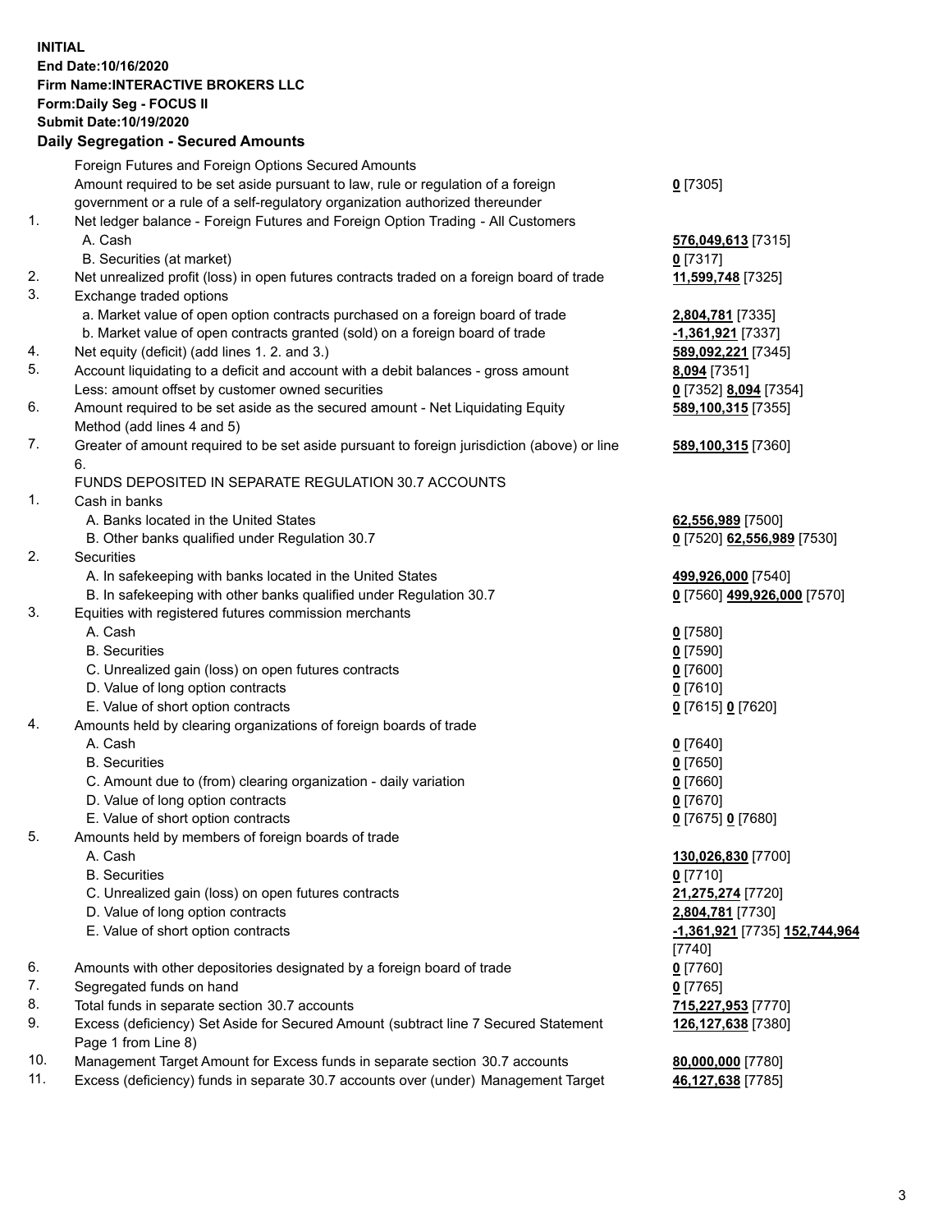**INITIAL**
**End Date:10/16/2020**
**Firm Name:INTERACTIVE BROKERS LLC**
**Form:Daily Seg - FOCUS II**
**Submit Date:10/19/2020**

**Daily Segregation - Secured Amounts**

| | | |
|---|---|---|
| | Foreign Futures and Foreign Options Secured Amounts | |
| | Amount required to be set aside pursuant to law, rule or regulation of a foreign government or a rule of a self-regulatory organization authorized thereunder | **0** [7305] |
| 1. | Net ledger balance - Foreign Futures and Foreign Option Trading - All Customers | |
| | A. Cash | **576,049,613** [7315] |
| | B. Securities (at market) | **0** [7317] |
| 2. | Net unrealized profit (loss) in open futures contracts traded on a foreign board of trade | **11,599,748** [7325] |
| 3. | Exchange traded options | |
| | a. Market value of open option contracts purchased on a foreign board of trade | **2,804,781** [7335] |
| | b. Market value of open contracts granted (sold) on a foreign board of trade | **-1,361,921** [7337] |
| 4. | Net equity (deficit) (add lines 1. 2. and 3.) | **589,092,221** [7345] |
| 5. | Account liquidating to a deficit and account with a debit balances - gross amount | **8,094** [7351] |
| | Less: amount offset by customer owned securities | **0** [7352] **8,094** [7354] |
| 6. | Amount required to be set aside as the secured amount - Net Liquidating Equity Method (add lines 4 and 5) | **589,100,315** [7355] |
| 7. | Greater of amount required to be set aside pursuant to foreign jurisdiction (above) or line 6. | **589,100,315** [7360] |
| | FUNDS DEPOSITED IN SEPARATE REGULATION 30.7 ACCOUNTS | |
| 1. | Cash in banks | |
| | A. Banks located in the United States | **62,556,989** [7500] |
| | B. Other banks qualified under Regulation 30.7 | **0** [7520] **62,556,989** [7530] |
| 2. | Securities | |
| | A. In safekeeping with banks located in the United States | **499,926,000** [7540] |
| | B. In safekeeping with other banks qualified under Regulation 30.7 | **0** [7560] **499,926,000** [7570] |
| 3. | Equities with registered futures commission merchants | |
| | A. Cash | **0** [7580] |
| | B. Securities | **0** [7590] |
| | C. Unrealized gain (loss) on open futures contracts | **0** [7600] |
| | D. Value of long option contracts | **0** [7610] |
| | E. Value of short option contracts | **0** [7615] **0** [7620] |
| 4. | Amounts held by clearing organizations of foreign boards of trade | |
| | A. Cash | **0** [7640] |
| | B. Securities | **0** [7650] |
| | C. Amount due to (from) clearing organization - daily variation | **0** [7660] |
| | D. Value of long option contracts | **0** [7670] |
| | E. Value of short option contracts | **0** [7675] **0** [7680] |
| 5. | Amounts held by members of foreign boards of trade | |
| | A. Cash | **130,026,830** [7700] |
| | B. Securities | **0** [7710] |
| | C. Unrealized gain (loss) on open futures contracts | **21,275,274** [7720] |
| | D. Value of long option contracts | **2,804,781** [7730] |
| | E. Value of short option contracts | **-1,361,921** [7735] **152,744,964** [7740] |
| 6. | Amounts with other depositories designated by a foreign board of trade | **0** [7760] |
| 7. | Segregated funds on hand | **0** [7765] |
| 8. | Total funds in separate section 30.7 accounts | **715,227,953** [7770] |
| 9. | Excess (deficiency) Set Aside for Secured Amount (subtract line 7 Secured Statement Page 1 from Line 8) | **126,127,638** [7380] |
| 10. | Management Target Amount for Excess funds in separate section 30.7 accounts | **80,000,000** [7780] |
| 11. | Excess (deficiency) funds in separate 30.7 accounts over (under) Management Target | **46,127,638** [7785] |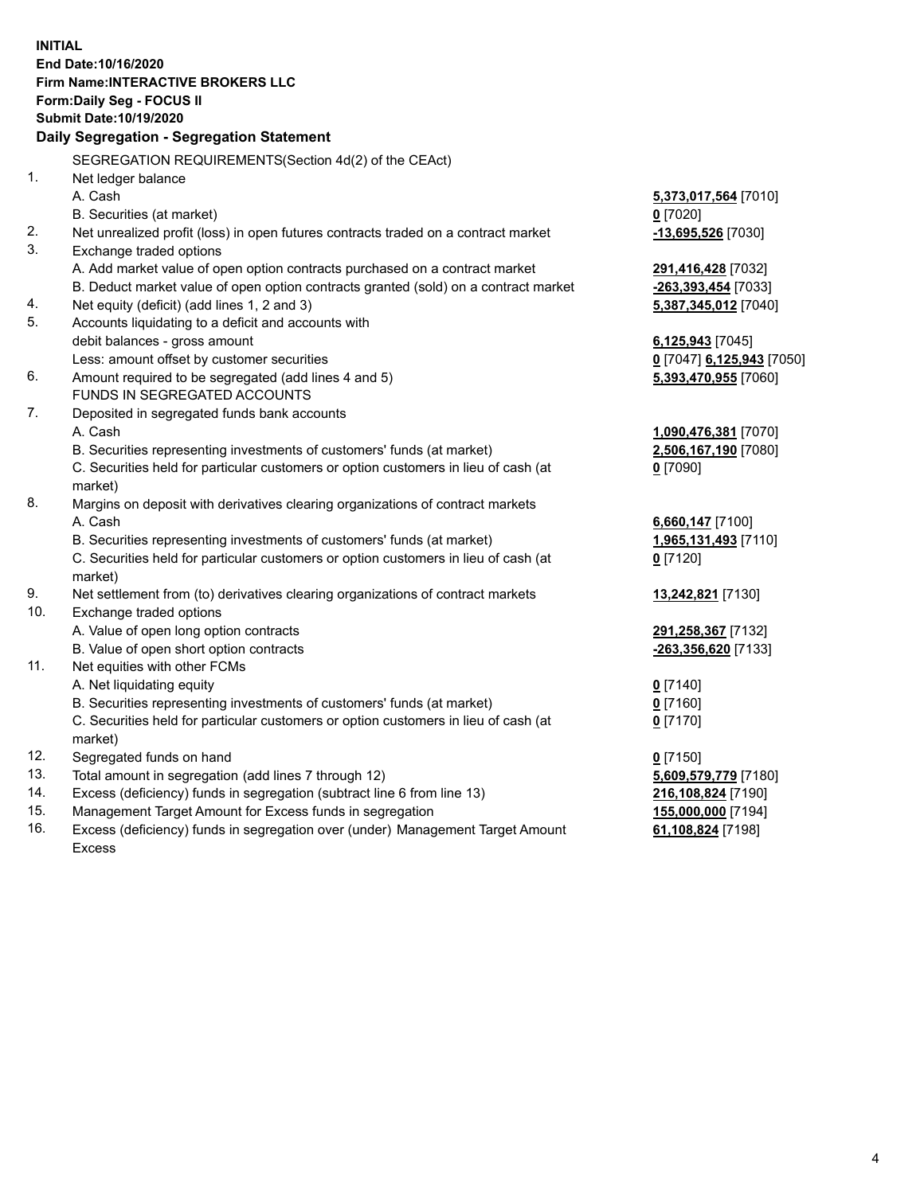**INITIAL**
**End Date:10/16/2020**
**Firm Name:INTERACTIVE BROKERS LLC**
**Form:Daily Seg - FOCUS II**
**Submit Date:10/19/2020**

## Daily Segregation - Segregation Statement

| | | |
|---|---|---|
| | SEGREGATION REQUIREMENTS(Section 4d(2) of the CEAct) | |
| 1. | Net ledger balance | |
| | A. Cash | **5,373,017,564** [7010] |
| | B. Securities (at market) | **0** [7020] |
| 2. | Net unrealized profit (loss) in open futures contracts traded on a contract market | **-13,695,526** [7030] |
| 3. | Exchange traded options | |
| | A. Add market value of open option contracts purchased on a contract market | **291,416,428** [7032] |
| | B. Deduct market value of open option contracts granted (sold) on a contract market | **-263,393,454** [7033] |
| 4. | Net equity (deficit) (add lines 1, 2 and 3) | **5,387,345,012** [7040] |
| 5. | Accounts liquidating to a deficit and accounts with | |
| | debit balances - gross amount | **6,125,943** [7045] |
| | Less: amount offset by customer securities | **0** [7047] **6,125,943** [7050] |
| 6. | Amount required to be segregated (add lines 4 and 5) | **5,393,470,955** [7060] |
| | FUNDS IN SEGREGATED ACCOUNTS | |
| 7. | Deposited in segregated funds bank accounts | |
| | A. Cash | **1,090,476,381** [7070] |
| | B. Securities representing investments of customers' funds (at market) | **2,506,167,190** [7080] |
| | C. Securities held for particular customers or option customers in lieu of cash (at market) | **0** [7090] |
| 8. | Margins on deposit with derivatives clearing organizations of contract markets | |
| | A. Cash | **6,660,147** [7100] |
| | B. Securities representing investments of customers' funds (at market) | **1,965,131,493** [7110] |
| | C. Securities held for particular customers or option customers in lieu of cash (at market) | **0** [7120] |
| 9. | Net settlement from (to) derivatives clearing organizations of contract markets | **13,242,821** [7130] |
| 10. | Exchange traded options | |
| | A. Value of open long option contracts | **291,258,367** [7132] |
| | B. Value of open short option contracts | **-263,356,620** [7133] |
| 11. | Net equities with other FCMs | |
| | A. Net liquidating equity | **0** [7140] |
| | B. Securities representing investments of customers' funds (at market) | **0** [7160] |
| | C. Securities held for particular customers or option customers in lieu of cash (at market) | **0** [7170] |
| 12. | Segregated funds on hand | **0** [7150] |
| 13. | Total amount in segregation (add lines 7 through 12) | **5,609,579,779** [7180] |
| 14. | Excess (deficiency) funds in segregation (subtract line 6 from line 13) | **216,108,824** [7190] |
| 15. | Management Target Amount for Excess funds in segregation | **155,000,000** [7194] |
| 16. | Excess (deficiency) funds in segregation over (under) Management Target Amount Excess | **61,108,824** [7198] |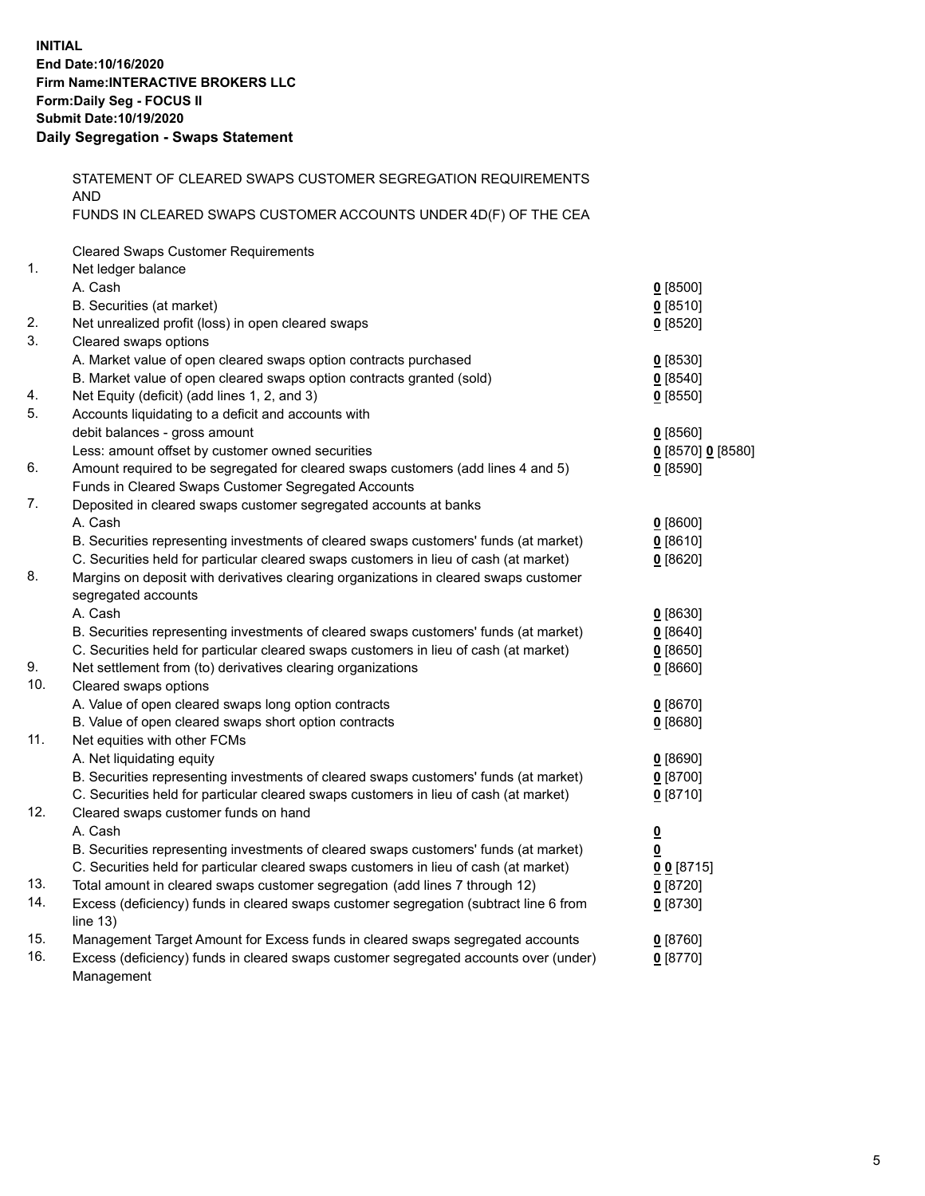**INITIAL**
**End Date:10/16/2020**
**Firm Name:INTERACTIVE BROKERS LLC**
**Form:Daily Seg - FOCUS II**
**Submit Date:10/19/2020**
**Daily Segregation - Swaps Statement**

STATEMENT OF CLEARED SWAPS CUSTOMER SEGREGATION REQUIREMENTS AND FUNDS IN CLEARED SWAPS CUSTOMER ACCOUNTS UNDER 4D(F) OF THE CEA

| | | |
|---|---|---|
| | Cleared Swaps Customer Requirements | |
| 1. | Net ledger balance | |
| | A. Cash | 0 [8500] |
| | B. Securities (at market) | 0 [8510] |
| 2. | Net unrealized profit (loss) in open cleared swaps | 0 [8520] |
| 3. | Cleared swaps options | |
| | A. Market value of open cleared swaps option contracts purchased | 0 [8530] |
| | B. Market value of open cleared swaps option contracts granted (sold) | 0 [8540] |
| 4. | Net Equity (deficit) (add lines 1, 2, and 3) | 0 [8550] |
| 5. | Accounts liquidating to a deficit and accounts with debit balances - gross amount | 0 [8560] |
| | Less: amount offset by customer owned securities | 0 [8570] 0 [8580] |
| 6. | Amount required to be segregated for cleared swaps customers (add lines 4 and 5) | 0 [8590] |
| | Funds in Cleared Swaps Customer Segregated Accounts | |
| 7. | Deposited in cleared swaps customer segregated accounts at banks | |
| | A. Cash | 0 [8600] |
| | B. Securities representing investments of cleared swaps customers' funds (at market) | 0 [8610] |
| | C. Securities held for particular cleared swaps customers in lieu of cash (at market) | 0 [8620] |
| 8. | Margins on deposit with derivatives clearing organizations in cleared swaps customer segregated accounts | |
| | A. Cash | 0 [8630] |
| | B. Securities representing investments of cleared swaps customers' funds (at market) | 0 [8640] |
| | C. Securities held for particular cleared swaps customers in lieu of cash (at market) | 0 [8650] |
| 9. | Net settlement from (to) derivatives clearing organizations | 0 [8660] |
| 10. | Cleared swaps options | |
| | A. Value of open cleared swaps long option contracts | 0 [8670] |
| | B. Value of open cleared swaps short option contracts | 0 [8680] |
| 11. | Net equities with other FCMs | |
| | A. Net liquidating equity | 0 [8690] |
| | B. Securities representing investments of cleared swaps customers' funds (at market) | 0 [8700] |
| | C. Securities held for particular cleared swaps customers in lieu of cash (at market) | 0 [8710] |
| 12. | Cleared swaps customer funds on hand | |
| | A. Cash | 0 |
| | B. Securities representing investments of cleared swaps customers' funds (at market) | 0 |
| | C. Securities held for particular cleared swaps customers in lieu of cash (at market) | 0 0 [8715] |
| 13. | Total amount in cleared swaps customer segregation (add lines 7 through 12) | 0 [8720] |
| 14. | Excess (deficiency) funds in cleared swaps customer segregation (subtract line 6 from line 13) | 0 [8730] |
| 15. | Management Target Amount for Excess funds in cleared swaps segregated accounts | 0 [8760] |
| 16. | Excess (deficiency) funds in cleared swaps customer segregated accounts over (under) Management | 0 [8770] |